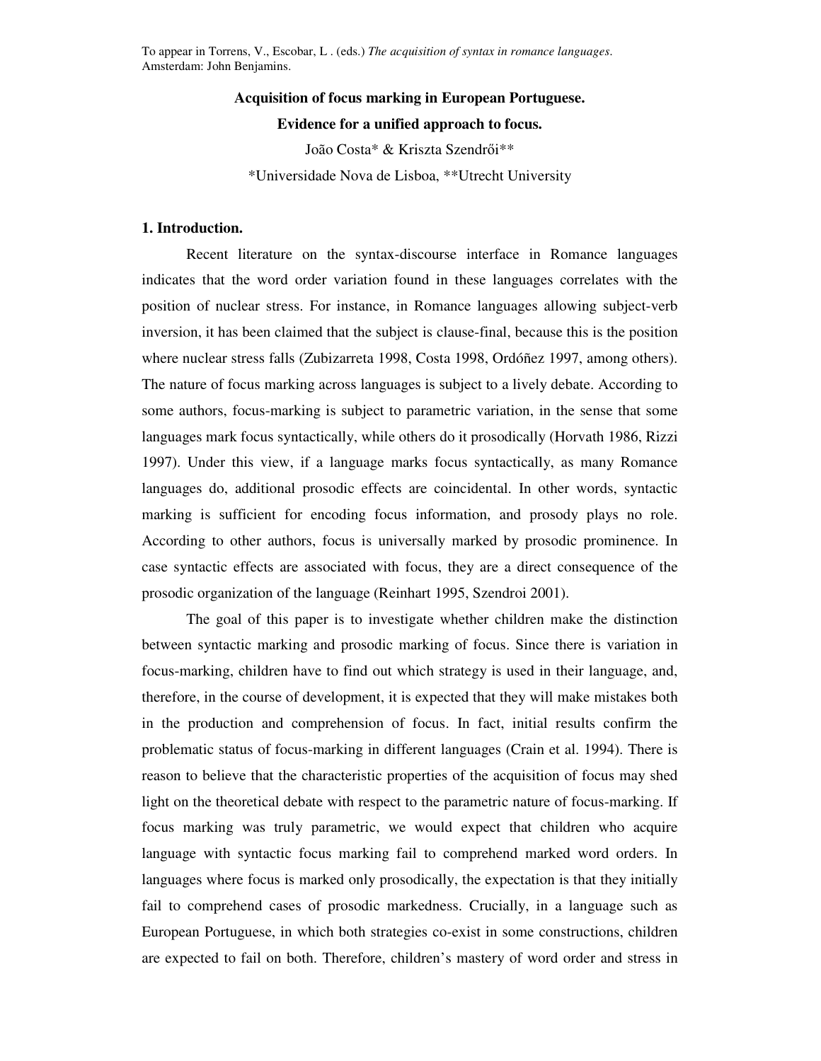To appear in Torrens, V., Escobar, L . (eds.) *The acquisition of syntax in romance languages*. Amsterdam: John Benjamins.

**Acquisition of focus marking in European Portuguese.**

**Evidence for a unified approach to focus.**

João Costa* & Kriszta Szendrői**

*Universidade Nova de Lisboa, **Utrecht University

## 1. Introduction.

Recent literature on the syntax-discourse interface in Romance languages indicates that the word order variation found in these languages correlates with the position of nuclear stress. For instance, in Romance languages allowing subject-verb inversion, it has been claimed that the subject is clause-final, because this is the position where nuclear stress falls (Zubizarreta 1998, Costa 1998, Ordóñez 1997, among others). The nature of focus marking across languages is subject to a lively debate. According to some authors, focus-marking is subject to parametric variation, in the sense that some languages mark focus syntactically, while others do it prosodically (Horvath 1986, Rizzi 1997). Under this view, if a language marks focus syntactically, as many Romance languages do, additional prosodic effects are coincidental. In other words, syntactic marking is sufficient for encoding focus information, and prosody plays no role. According to other authors, focus is universally marked by prosodic prominence. In case syntactic effects are associated with focus, they are a direct consequence of the prosodic organization of the language (Reinhart 1995, Szendroi 2001).

The goal of this paper is to investigate whether children make the distinction between syntactic marking and prosodic marking of focus. Since there is variation in focus-marking, children have to find out which strategy is used in their language, and, therefore, in the course of development, it is expected that they will make mistakes both in the production and comprehension of focus. In fact, initial results confirm the problematic status of focus-marking in different languages (Crain et al. 1994). There is reason to believe that the characteristic properties of the acquisition of focus may shed light on the theoretical debate with respect to the parametric nature of focus-marking. If focus marking was truly parametric, we would expect that children who acquire language with syntactic focus marking fail to comprehend marked word orders. In languages where focus is marked only prosodically, the expectation is that they initially fail to comprehend cases of prosodic markedness. Crucially, in a language such as European Portuguese, in which both strategies co-exist in some constructions, children are expected to fail on both. Therefore, children's mastery of word order and stress in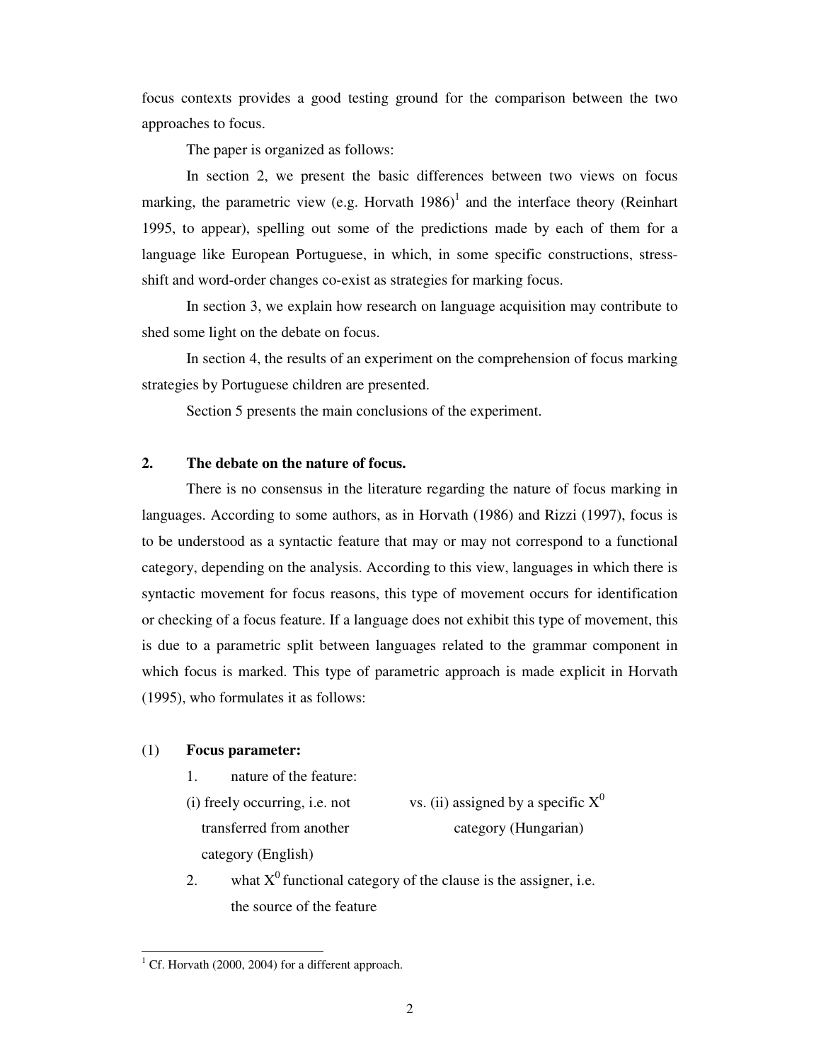focus contexts provides a good testing ground for the comparison between the two approaches to focus.

The paper is organized as follows:

In section 2, we present the basic differences between two views on focus marking, the parametric view (e.g. Horvath 1986)[1] and the interface theory (Reinhart 1995, to appear), spelling out some of the predictions made by each of them for a language like European Portuguese, in which, in some specific constructions, stress-shift and word-order changes co-exist as strategies for marking focus.

In section 3, we explain how research on language acquisition may contribute to shed some light on the debate on focus.

In section 4, the results of an experiment on the comprehension of focus marking strategies by Portuguese children are presented.

Section 5 presents the main conclusions of the experiment.

## 2. The debate on the nature of focus.

There is no consensus in the literature regarding the nature of focus marking in languages. According to some authors, as in Horvath (1986) and Rizzi (1997), focus is to be understood as a syntactic feature that may or may not correspond to a functional category, depending on the analysis. According to this view, languages in which there is syntactic movement for focus reasons, this type of movement occurs for identification or checking of a focus feature. If a language does not exhibit this type of movement, this is due to a parametric split between languages related to the grammar component in which focus is marked. This type of parametric approach is made explicit in Horvath (1995), who formulates it as follows:

(1) **Focus parameter:**

1. nature of the feature:
   (i) freely occurring, i.e. not transferred from another category (English) vs. (ii) assigned by a specific $X^0$ category (Hungarian)
2. what $X^0$ functional category of the clause is the assigner, i.e. the source of the feature

[1] Cf. Horvath (2000, 2004) for a different approach.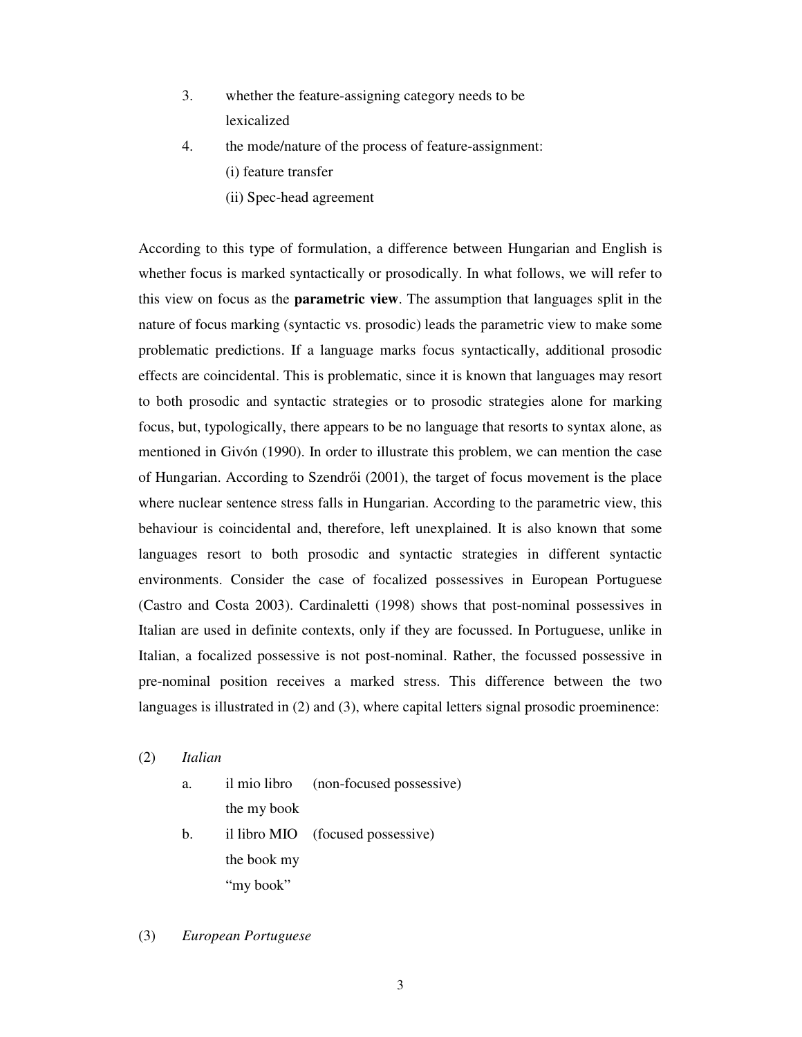3. whether the feature-assigning category needs to be lexicalized
4. the mode/nature of the process of feature-assignment:
   (i) feature transfer
   (ii) Spec-head agreement

According to this type of formulation, a difference between Hungarian and English is whether focus is marked syntactically or prosodically. In what follows, we will refer to this view on focus as the **parametric view**. The assumption that languages split in the nature of focus marking (syntactic vs. prosodic) leads the parametric view to make some problematic predictions. If a language marks focus syntactically, additional prosodic effects are coincidental. This is problematic, since it is known that languages may resort to both prosodic and syntactic strategies or to prosodic strategies alone for marking focus, but, typologically, there appears to be no language that resorts to syntax alone, as mentioned in Givón (1990). In order to illustrate this problem, we can mention the case of Hungarian. According to Szendrői (2001), the target of focus movement is the place where nuclear sentence stress falls in Hungarian. According to the parametric view, this behaviour is coincidental and, therefore, left unexplained. It is also known that some languages resort to both prosodic and syntactic strategies in different syntactic environments. Consider the case of focalized possessives in European Portuguese (Castro and Costa 2003). Cardinaletti (1998) shows that post-nominal possessives in Italian are used in definite contexts, only if they are focussed. In Portuguese, unlike in Italian, a focalized possessive is not post-nominal. Rather, the focussed possessive in pre-nominal position receives a marked stress. This difference between the two languages is illustrated in (2) and (3), where capital letters signal prosodic proeminence:

(2) *Italian*

a. il mio libro (non-focused possessive)
   the my book

b. il libro MIO (focused possessive)
   the book my
   "my book"

(3) *European Portuguese*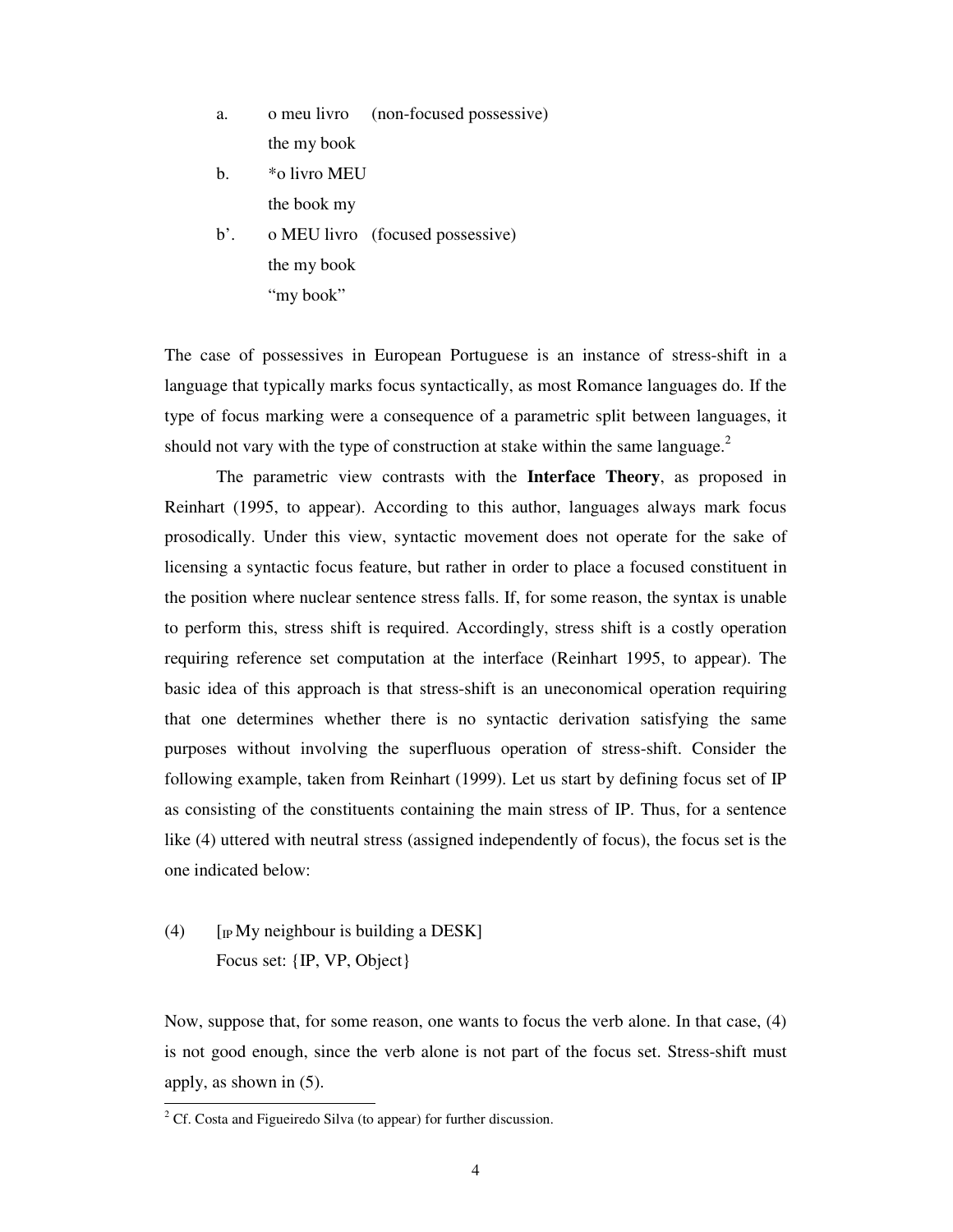a. o meu livro (non-focused possessive)
   the my book

b. *o livro MEU
   the book my

b'. o MEU livro (focused possessive)
   the my book
   "my book"

The case of possessives in European Portuguese is an instance of stress-shift in a language that typically marks focus syntactically, as most Romance languages do. If the type of focus marking were a consequence of a parametric split between languages, it should not vary with the type of construction at stake within the same language.[2]

The parametric view contrasts with the **Interface Theory**, as proposed in Reinhart (1995, to appear). According to this author, languages always mark focus prosodically. Under this view, syntactic movement does not operate for the sake of licensing a syntactic focus feature, but rather in order to place a focused constituent in the position where nuclear sentence stress falls. If, for some reason, the syntax is unable to perform this, stress shift is required. Accordingly, stress shift is a costly operation requiring reference set computation at the interface (Reinhart 1995, to appear). The basic idea of this approach is that stress-shift is an uneconomical operation requiring that one determines whether there is no syntactic derivation satisfying the same purposes without involving the superfluous operation of stress-shift. Consider the following example, taken from Reinhart (1999). Let us start by defining focus set of IP as consisting of the constituents containing the main stress of IP. Thus, for a sentence like (4) uttered with neutral stress (assigned independently of focus), the focus set is the one indicated below:

(4) [$_{IP}$ My neighbour is building a DESK]
    Focus set: {IP, VP, Object}

Now, suppose that, for some reason, one wants to focus the verb alone. In that case, (4) is not good enough, since the verb alone is not part of the focus set. Stress-shift must apply, as shown in (5).

---

[2] Cf. Costa and Figueiredo Silva (to appear) for further discussion.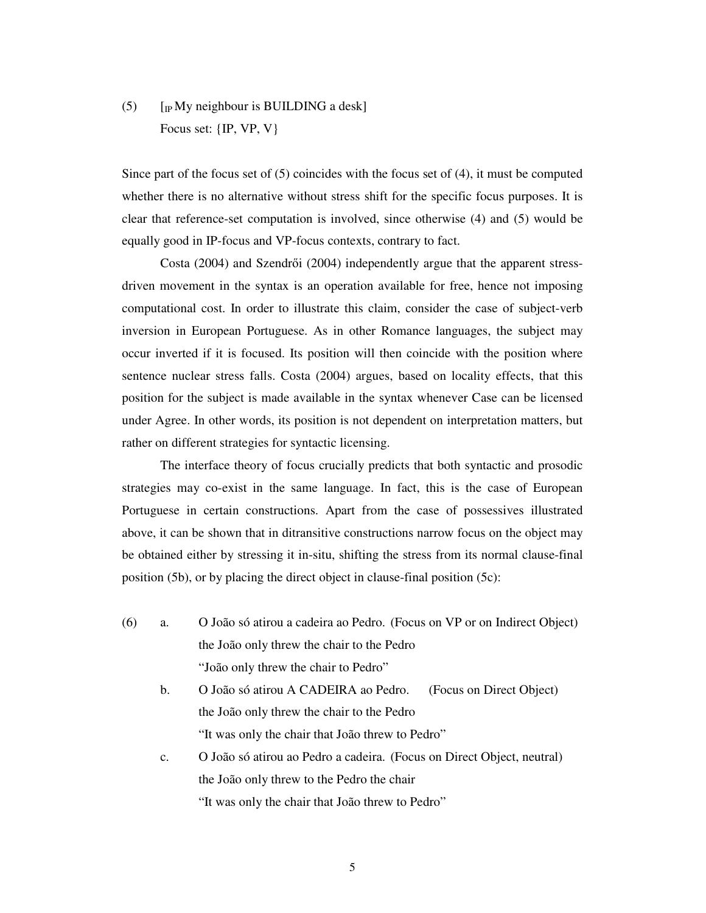(5) [$_{IP}$ My neighbour is BUILDING a desk]
Focus set: {IP, VP, V}

Since part of the focus set of (5) coincides with the focus set of (4), it must be computed whether there is no alternative without stress shift for the specific focus purposes. It is clear that reference-set computation is involved, since otherwise (4) and (5) would be equally good in IP-focus and VP-focus contexts, contrary to fact.

Costa (2004) and Szendrői (2004) independently argue that the apparent stress-driven movement in the syntax is an operation available for free, hence not imposing computational cost. In order to illustrate this claim, consider the case of subject-verb inversion in European Portuguese. As in other Romance languages, the subject may occur inverted if it is focused. Its position will then coincide with the position where sentence nuclear stress falls. Costa (2004) argues, based on locality effects, that this position for the subject is made available in the syntax whenever Case can be licensed under Agree. In other words, its position is not dependent on interpretation matters, but rather on different strategies for syntactic licensing.

The interface theory of focus crucially predicts that both syntactic and prosodic strategies may co-exist in the same language. In fact, this is the case of European Portuguese in certain constructions. Apart from the case of possessives illustrated above, it can be shown that in ditransitive constructions narrow focus on the object may be obtained either by stressing it in-situ, shifting the stress from its normal clause-final position (5b), or by placing the direct object in clause-final position (5c):

(6)
a. O João só atirou a cadeira ao Pedro. (Focus on VP or on Indirect Object)
   the João only threw the chair to the Pedro
   "João only threw the chair to Pedro"
b. O João só atirou A CADEIRA ao Pedro. (Focus on Direct Object)
   the João only threw the chair to the Pedro
   "It was only the chair that João threw to Pedro"
c. O João só atirou ao Pedro a cadeira. (Focus on Direct Object, neutral)
   the João only threw to the Pedro the chair
   "It was only the chair that João threw to Pedro"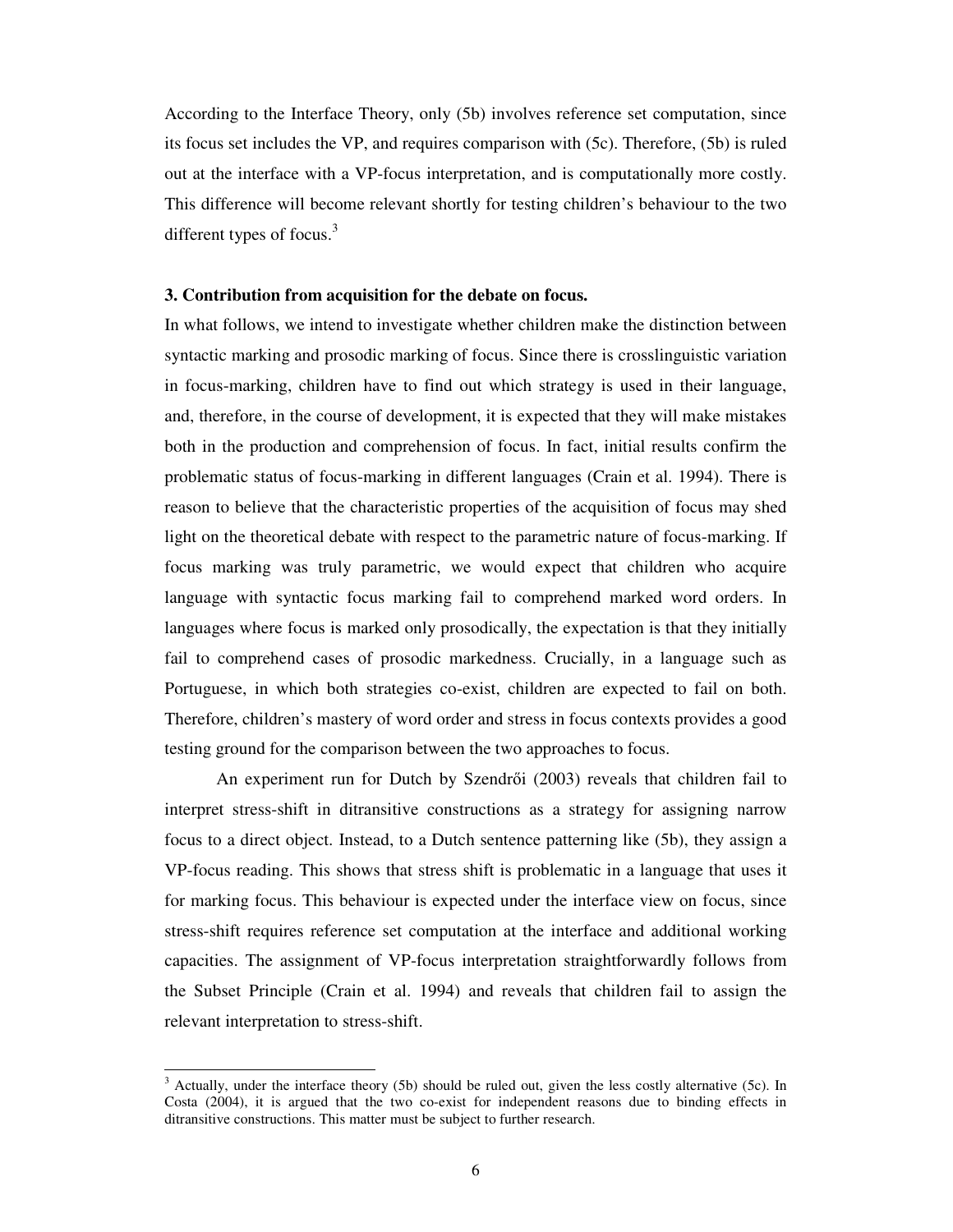According to the Interface Theory, only (5b) involves reference set computation, since its focus set includes the VP, and requires comparison with (5c). Therefore, (5b) is ruled out at the interface with a VP-focus interpretation, and is computationally more costly. This difference will become relevant shortly for testing children's behaviour to the two different types of focus.[3]

### 3. Contribution from acquisition for the debate on focus.

In what follows, we intend to investigate whether children make the distinction between syntactic marking and prosodic marking of focus. Since there is crosslinguistic variation in focus-marking, children have to find out which strategy is used in their language, and, therefore, in the course of development, it is expected that they will make mistakes both in the production and comprehension of focus. In fact, initial results confirm the problematic status of focus-marking in different languages (Crain et al. 1994). There is reason to believe that the characteristic properties of the acquisition of focus may shed light on the theoretical debate with respect to the parametric nature of focus-marking. If focus marking was truly parametric, we would expect that children who acquire language with syntactic focus marking fail to comprehend marked word orders. In languages where focus is marked only prosodically, the expectation is that they initially fail to comprehend cases of prosodic markedness. Crucially, in a language such as Portuguese, in which both strategies co-exist, children are expected to fail on both. Therefore, children's mastery of word order and stress in focus contexts provides a good testing ground for the comparison between the two approaches to focus.

An experiment run for Dutch by Szendrői (2003) reveals that children fail to interpret stress-shift in ditransitive constructions as a strategy for assigning narrow focus to a direct object. Instead, to a Dutch sentence patterning like (5b), they assign a VP-focus reading. This shows that stress shift is problematic in a language that uses it for marking focus. This behaviour is expected under the interface view on focus, since stress-shift requires reference set computation at the interface and additional working capacities. The assignment of VP-focus interpretation straightforwardly follows from the Subset Principle (Crain et al. 1994) and reveals that children fail to assign the relevant interpretation to stress-shift.

---

[3] Actually, under the interface theory (5b) should be ruled out, given the less costly alternative (5c). In Costa (2004), it is argued that the two co-exist for independent reasons due to binding effects in ditransitive constructions. This matter must be subject to further research.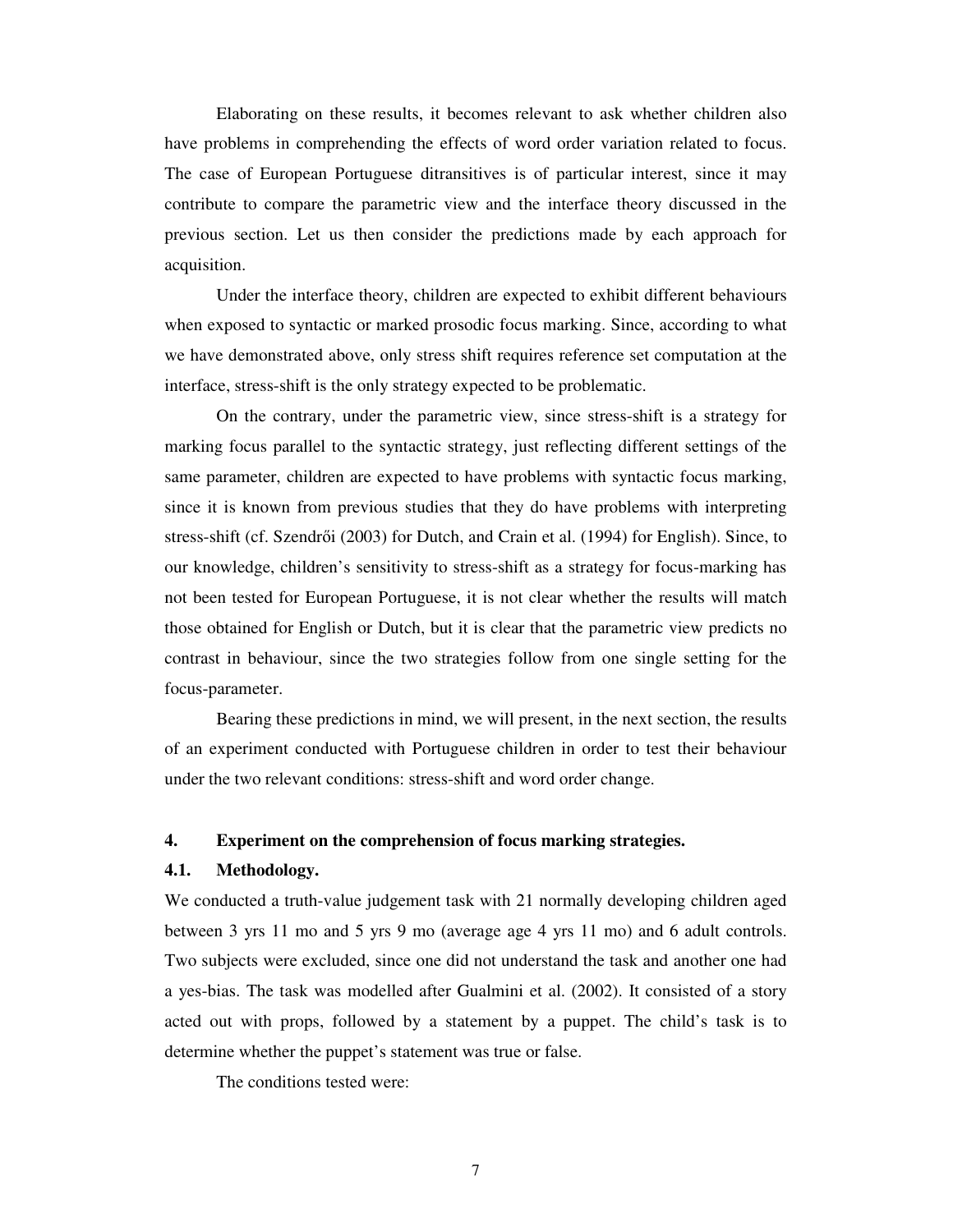Elaborating on these results, it becomes relevant to ask whether children also have problems in comprehending the effects of word order variation related to focus. The case of European Portuguese ditransitives is of particular interest, since it may contribute to compare the parametric view and the interface theory discussed in the previous section. Let us then consider the predictions made by each approach for acquisition.

Under the interface theory, children are expected to exhibit different behaviours when exposed to syntactic or marked prosodic focus marking. Since, according to what we have demonstrated above, only stress shift requires reference set computation at the interface, stress-shift is the only strategy expected to be problematic.

On the contrary, under the parametric view, since stress-shift is a strategy for marking focus parallel to the syntactic strategy, just reflecting different settings of the same parameter, children are expected to have problems with syntactic focus marking, since it is known from previous studies that they do have problems with interpreting stress-shift (cf. Szendrői (2003) for Dutch, and Crain et al. (1994) for English). Since, to our knowledge, children's sensitivity to stress-shift as a strategy for focus-marking has not been tested for European Portuguese, it is not clear whether the results will match those obtained for English or Dutch, but it is clear that the parametric view predicts no contrast in behaviour, since the two strategies follow from one single setting for the focus-parameter.

Bearing these predictions in mind, we will present, in the next section, the results of an experiment conducted with Portuguese children in order to test their behaviour under the two relevant conditions: stress-shift and word order change.

## 4. Experiment on the comprehension of focus marking strategies.

### 4.1. Methodology.

We conducted a truth-value judgement task with 21 normally developing children aged between 3 yrs 11 mo and 5 yrs 9 mo (average age 4 yrs 11 mo) and 6 adult controls. Two subjects were excluded, since one did not understand the task and another one had a yes-bias. The task was modelled after Gualmini et al. (2002). It consisted of a story acted out with props, followed by a statement by a puppet. The child's task is to determine whether the puppet's statement was true or false.

The conditions tested were: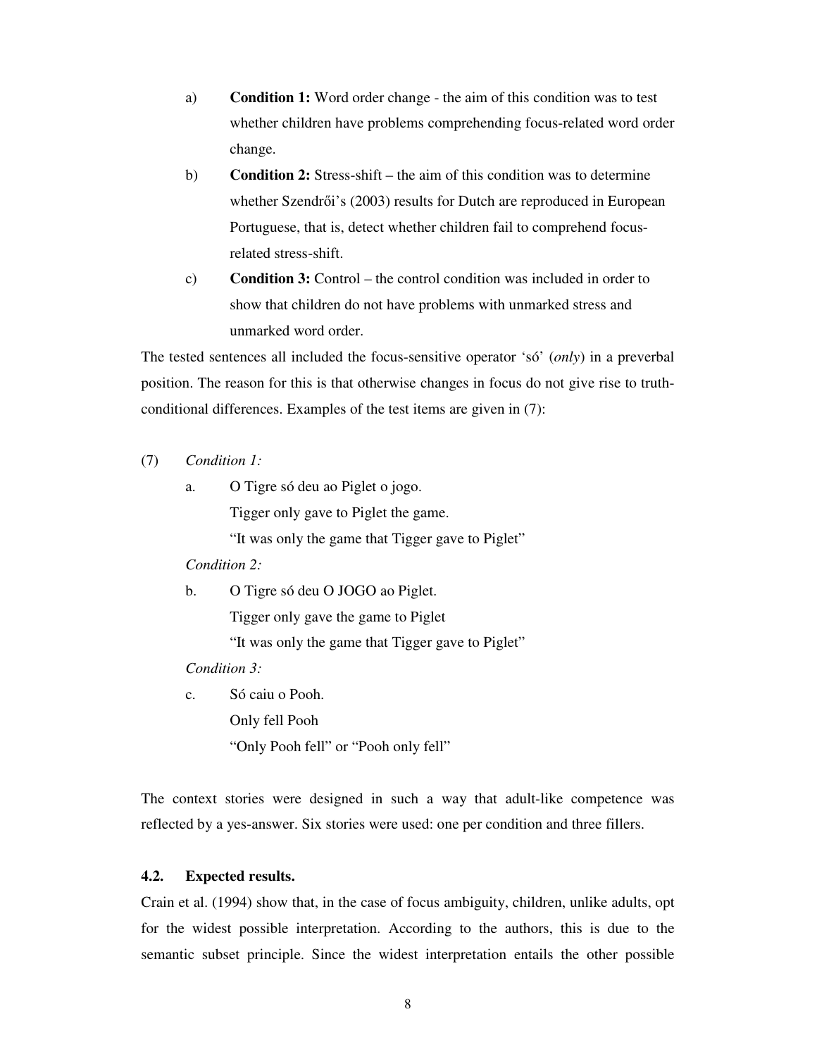a) **Condition 1:** Word order change - the aim of this condition was to test whether children have problems comprehending focus-related word order change.

b) **Condition 2:** Stress-shift – the aim of this condition was to determine whether Szendrői's (2003) results for Dutch are reproduced in European Portuguese, that is, detect whether children fail to comprehend focus-related stress-shift.

c) **Condition 3:** Control – the control condition was included in order to show that children do not have problems with unmarked stress and unmarked word order.

The tested sentences all included the focus-sensitive operator 'só' (*only*) in a preverbal position. The reason for this is that otherwise changes in focus do not give rise to truth-conditional differences. Examples of the test items are given in (7):

(7) *Condition 1:*

a. O Tigre só deu ao Piglet o jogo.
   Tigger only gave to Piglet the game.
   "It was only the game that Tigger gave to Piglet"

*Condition 2:*

b. O Tigre só deu O JOGO ao Piglet.
   Tigger only gave the game to Piglet
   "It was only the game that Tigger gave to Piglet"

*Condition 3:*

c. Só caiu o Pooh.
   Only fell Pooh
   "Only Pooh fell" or "Pooh only fell"

The context stories were designed in such a way that adult-like competence was reflected by a yes-answer. Six stories were used: one per condition and three fillers.

### 4.2. Expected results.

Crain et al. (1994) show that, in the case of focus ambiguity, children, unlike adults, opt for the widest possible interpretation. According to the authors, this is due to the semantic subset principle. Since the widest interpretation entails the other possible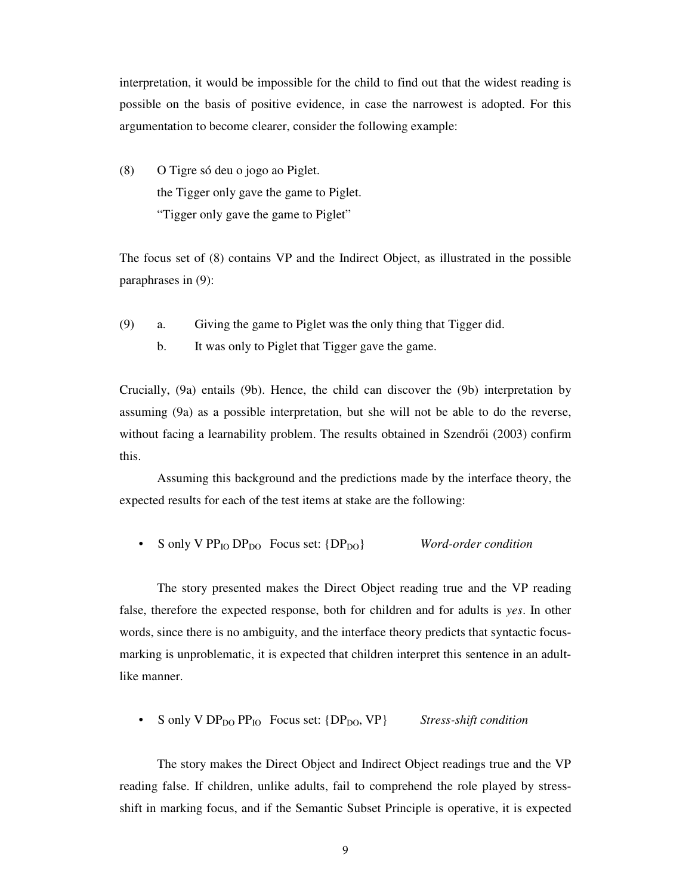interpretation, it would be impossible for the child to find out that the widest reading is possible on the basis of positive evidence, in case the narrowest is adopted. For this argumentation to become clearer, consider the following example:

(8) O Tigre só deu o jogo ao Piglet.
the Tigger only gave the game to Piglet.
"Tigger only gave the game to Piglet"

The focus set of (8) contains VP and the Indirect Object, as illustrated in the possible paraphrases in (9):

(9) a. Giving the game to Piglet was the only thing that Tigger did.
b. It was only to Piglet that Tigger gave the game.

Crucially, (9a) entails (9b). Hence, the child can discover the (9b) interpretation by assuming (9a) as a possible interpretation, but she will not be able to do the reverse, without facing a learnability problem. The results obtained in Szendrői (2003) confirm this.

Assuming this background and the predictions made by the interface theory, the expected results for each of the test items at stake are the following:

- S only V $PP_{IO}$ $DP_{DO}$ Focus set: {$DP_{DO}$} *Word-order condition*

The story presented makes the Direct Object reading true and the VP reading false, therefore the expected response, both for children and for adults is *yes*. In other words, since there is no ambiguity, and the interface theory predicts that syntactic focus-marking is unproblematic, it is expected that children interpret this sentence in an adult-like manner.

- S only V $DP_{DO}$ $PP_{IO}$ Focus set: {$DP_{DO}$, VP} *Stress-shift condition*

The story makes the Direct Object and Indirect Object readings true and the VP reading false. If children, unlike adults, fail to comprehend the role played by stress-shift in marking focus, and if the Semantic Subset Principle is operative, it is expected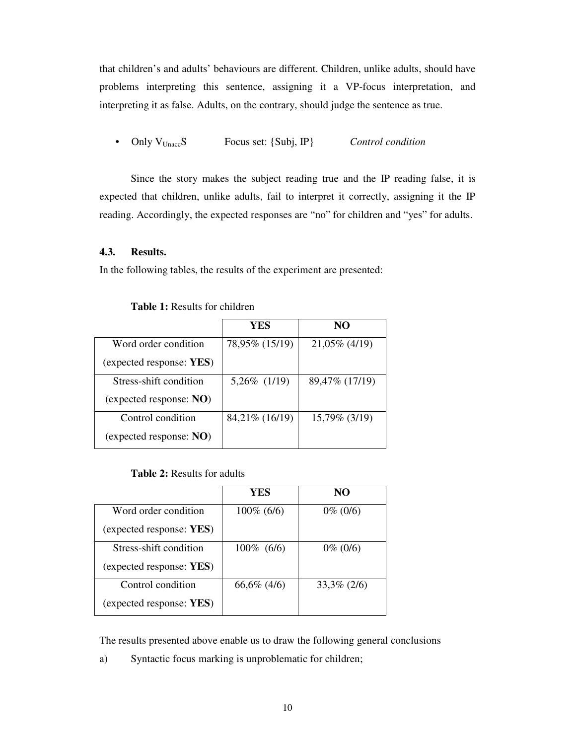that children's and adults' behaviours are different. Children, unlike adults, should have problems interpreting this sentence, assigning it a VP-focus interpretation, and interpreting it as false. Adults, on the contrary, should judge the sentence as true.

- Only $V_{Unacc}S$ Focus set: {Subj, IP} *Control condition*

Since the story makes the subject reading true and the IP reading false, it is expected that children, unlike adults, fail to interpret it correctly, assigning it the IP reading. Accordingly, the expected responses are "no" for children and "yes" for adults.

### 4.3. Results.

In the following tables, the results of the experiment are presented:

**Table 1:** Results for children

| | YES | NO |
|---|---|---|
| Word order condition (expected response: **YES**) | 78,95% (15/19) | 21,05% (4/19) |
| Stress-shift condition (expected response: **NO**) | 5,26% (1/19) | 89,47% (17/19) |
| Control condition (expected response: **NO**) | 84,21% (16/19) | 15,79% (3/19) |

**Table 2:** Results for adults

| | YES | NO |
|---|---|---|
| Word order condition (expected response: **YES**) | 100% (6/6) | 0% (0/6) |
| Stress-shift condition (expected response: **YES**) | 100% (6/6) | 0% (0/6) |
| Control condition (expected response: **YES**) | 66,6% (4/6) | 33,3% (2/6) |

The results presented above enable us to draw the following general conclusions

a) Syntactic focus marking is unproblematic for children;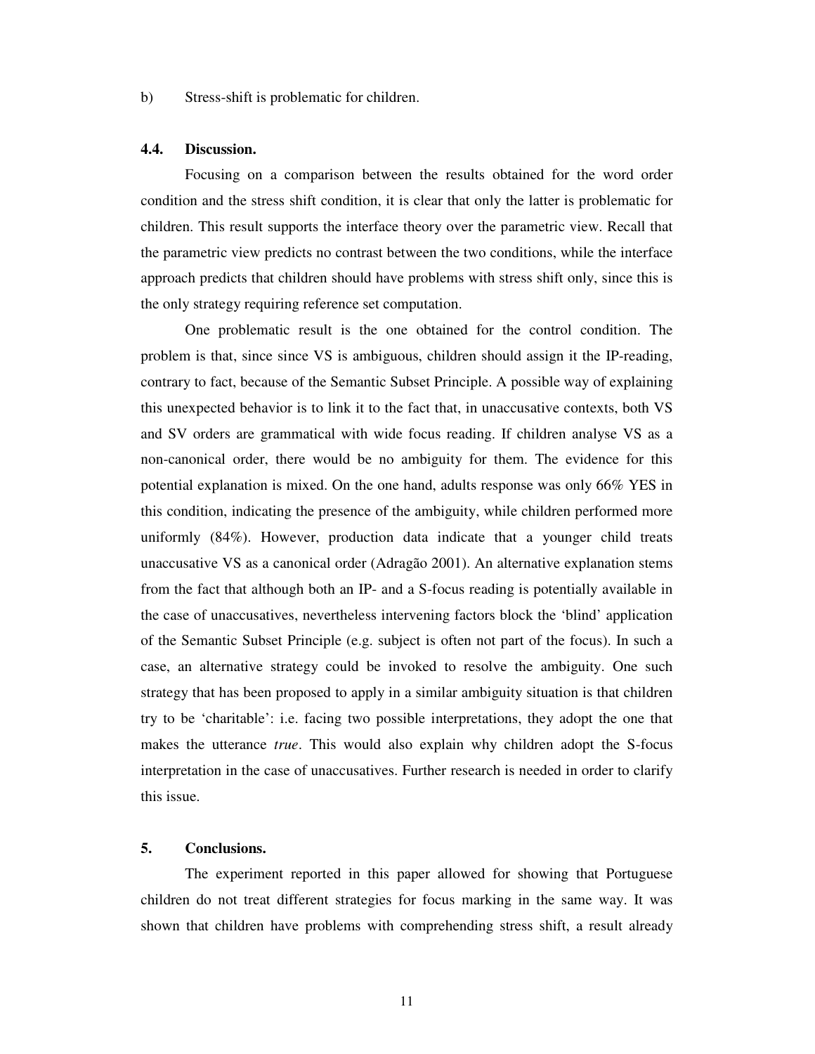b) Stress-shift is problematic for children.

### 4.4. Discussion.

Focusing on a comparison between the results obtained for the word order condition and the stress shift condition, it is clear that only the latter is problematic for children. This result supports the interface theory over the parametric view. Recall that the parametric view predicts no contrast between the two conditions, while the interface approach predicts that children should have problems with stress shift only, since this is the only strategy requiring reference set computation.

One problematic result is the one obtained for the control condition. The problem is that, since since VS is ambiguous, children should assign it the IP-reading, contrary to fact, because of the Semantic Subset Principle. A possible way of explaining this unexpected behavior is to link it to the fact that, in unaccusative contexts, both VS and SV orders are grammatical with wide focus reading. If children analyse VS as a non-canonical order, there would be no ambiguity for them. The evidence for this potential explanation is mixed. On the one hand, adults response was only 66% YES in this condition, indicating the presence of the ambiguity, while children performed more uniformly (84%). However, production data indicate that a younger child treats unaccusative VS as a canonical order (Adragão 2001). An alternative explanation stems from the fact that although both an IP- and a S-focus reading is potentially available in the case of unaccusatives, nevertheless intervening factors block the 'blind' application of the Semantic Subset Principle (e.g. subject is often not part of the focus). In such a case, an alternative strategy could be invoked to resolve the ambiguity. One such strategy that has been proposed to apply in a similar ambiguity situation is that children try to be 'charitable': i.e. facing two possible interpretations, they adopt the one that makes the utterance *true*. This would also explain why children adopt the S-focus interpretation in the case of unaccusatives. Further research is needed in order to clarify this issue.

## 5. Conclusions.

The experiment reported in this paper allowed for showing that Portuguese children do not treat different strategies for focus marking in the same way. It was shown that children have problems with comprehending stress shift, a result already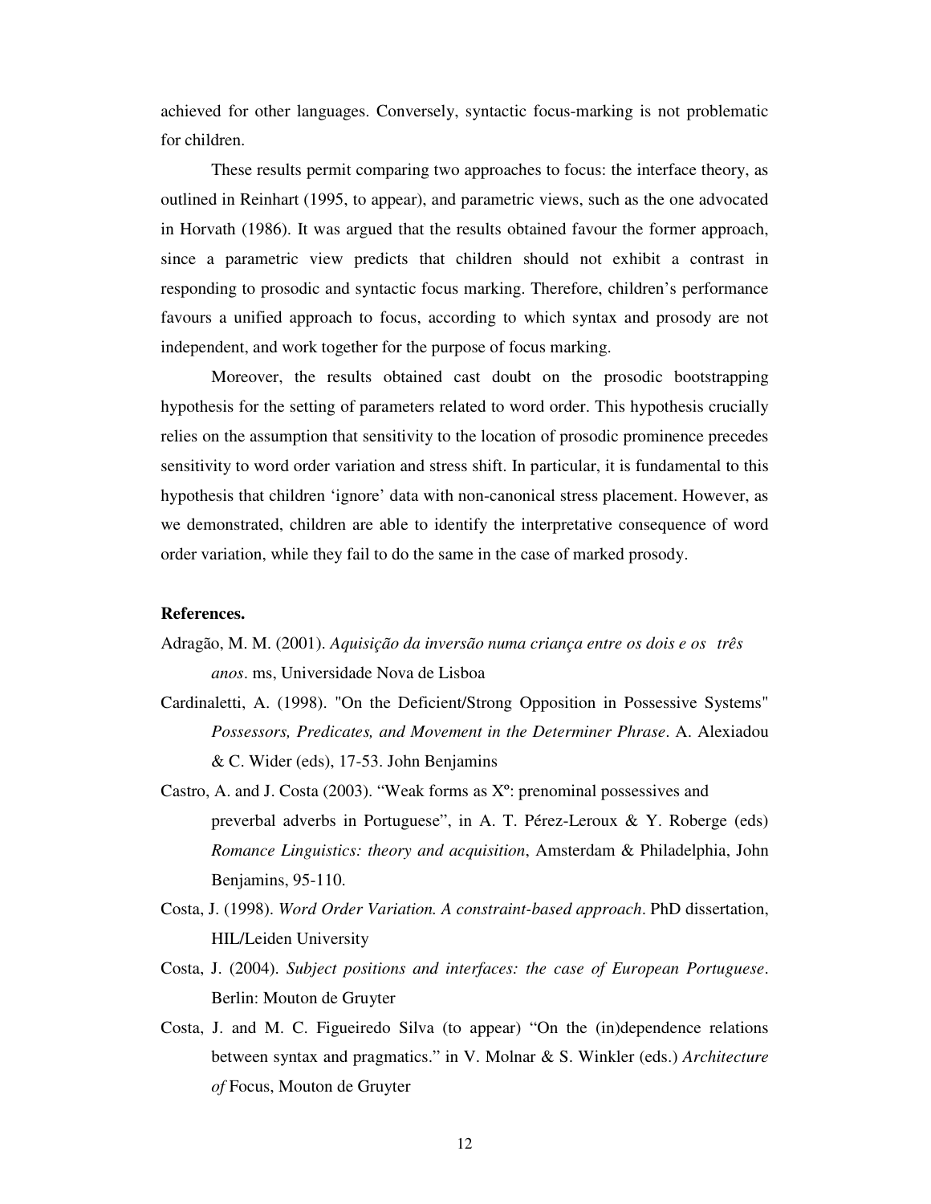achieved for other languages. Conversely, syntactic focus-marking is not problematic for children.

These results permit comparing two approaches to focus: the interface theory, as outlined in Reinhart (1995, to appear), and parametric views, such as the one advocated in Horvath (1986). It was argued that the results obtained favour the former approach, since a parametric view predicts that children should not exhibit a contrast in responding to prosodic and syntactic focus marking. Therefore, children's performance favours a unified approach to focus, according to which syntax and prosody are not independent, and work together for the purpose of focus marking.

Moreover, the results obtained cast doubt on the prosodic bootstrapping hypothesis for the setting of parameters related to word order. This hypothesis crucially relies on the assumption that sensitivity to the location of prosodic prominence precedes sensitivity to word order variation and stress shift. In particular, it is fundamental to this hypothesis that children 'ignore' data with non-canonical stress placement. However, as we demonstrated, children are able to identify the interpretative consequence of word order variation, while they fail to do the same in the case of marked prosody.

**References.**

Adragão, M. M. (2001). *Aquisição da inversão numa criança entre os dois e os três anos*. ms, Universidade Nova de Lisboa

Cardinaletti, A. (1998). "On the Deficient/Strong Opposition in Possessive Systems" *Possessors, Predicates, and Movement in the Determiner Phrase*. A. Alexiadou & C. Wider (eds), 17-53. John Benjamins

Castro, A. and J. Costa (2003). "Weak forms as Xº: prenominal possessives and preverbal adverbs in Portuguese", in A. T. Pérez-Leroux & Y. Roberge (eds) *Romance Linguistics: theory and acquisition*, Amsterdam & Philadelphia, John Benjamins, 95-110.

Costa, J. (1998). *Word Order Variation. A constraint-based approach*. PhD dissertation, HIL/Leiden University

Costa, J. (2004). *Subject positions and interfaces: the case of European Portuguese*. Berlin: Mouton de Gruyter

Costa, J. and M. C. Figueiredo Silva (to appear) "On the (in)dependence relations between syntax and pragmatics." in V. Molnar & S. Winkler (eds.) *Architecture of* Focus, Mouton de Gruyter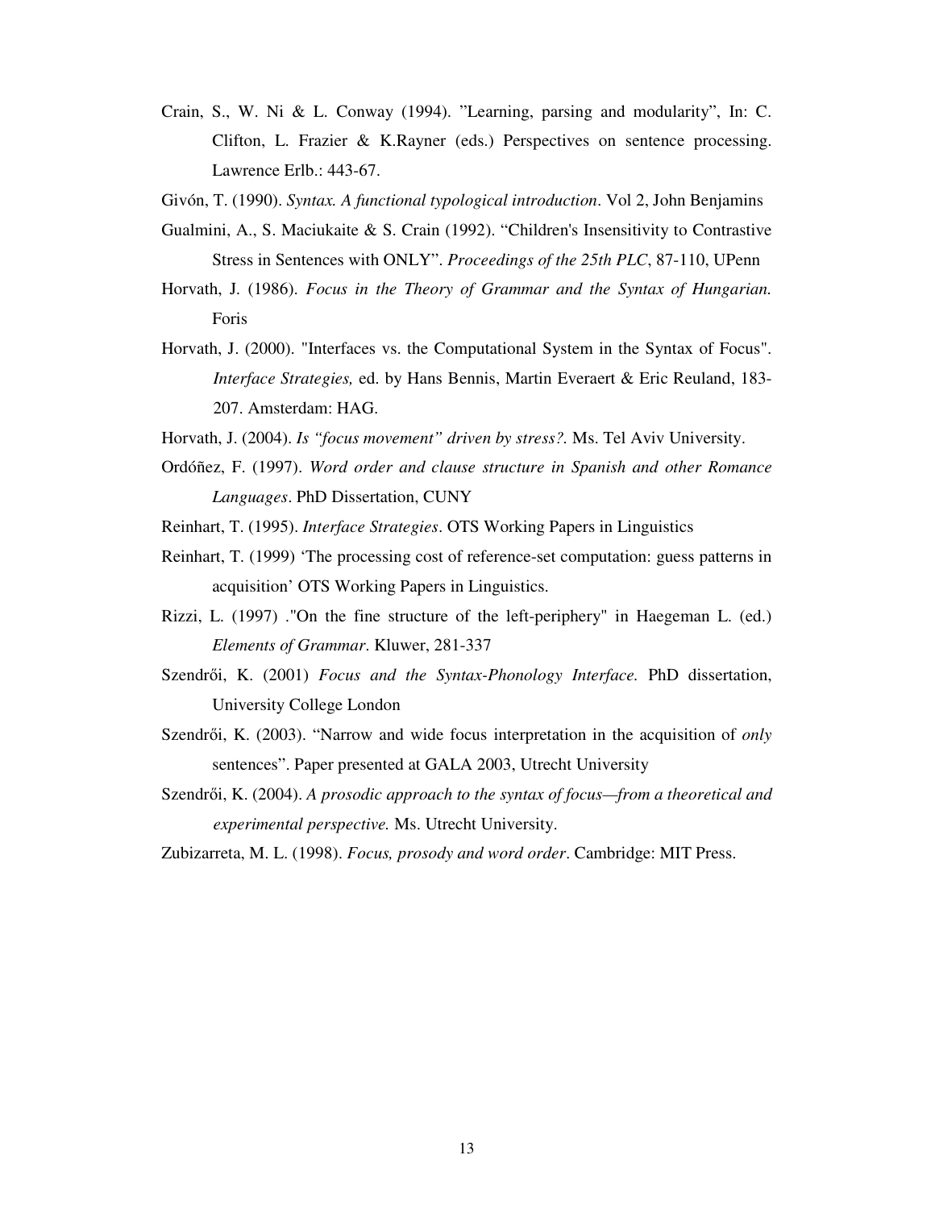Crain, S., W. Ni & L. Conway (1994). "Learning, parsing and modularity", In: C. Clifton, L. Frazier & K.Rayner (eds.) Perspectives on sentence processing. Lawrence Erlb.: 443-67.

Givón, T. (1990). *Syntax. A functional typological introduction*. Vol 2, John Benjamins

Gualmini, A., S. Maciukaite & S. Crain (1992). "Children's Insensitivity to Contrastive Stress in Sentences with ONLY". *Proceedings of the 25th PLC*, 87-110, UPenn

Horvath, J. (1986). *Focus in the Theory of Grammar and the Syntax of Hungarian.* Foris

Horvath, J. (2000). "Interfaces vs. the Computational System in the Syntax of Focus". *Interface Strategies,* ed. by Hans Bennis, Martin Everaert & Eric Reuland, 183-207. Amsterdam: HAG.

Horvath, J. (2004). *Is "focus movement" driven by stress?.* Ms. Tel Aviv University.

Ordóñez, F. (1997). *Word order and clause structure in Spanish and other Romance Languages*. PhD Dissertation, CUNY

Reinhart, T. (1995). *Interface Strategies*. OTS Working Papers in Linguistics

Reinhart, T. (1999) 'The processing cost of reference-set computation: guess patterns in acquisition' OTS Working Papers in Linguistics.

Rizzi, L. (1997) ."On the fine structure of the left-periphery" in Haegeman L. (ed.) *Elements of Grammar*. Kluwer, 281-337

Szendrői, K. (2001) *Focus and the Syntax-Phonology Interface.* PhD dissertation, University College London

Szendrői, K. (2003). "Narrow and wide focus interpretation in the acquisition of *only* sentences". Paper presented at GALA 2003, Utrecht University

Szendrői, K. (2004). *A prosodic approach to the syntax of focus—from a theoretical and experimental perspective.* Ms. Utrecht University.

Zubizarreta, M. L. (1998). *Focus, prosody and word order*. Cambridge: MIT Press.